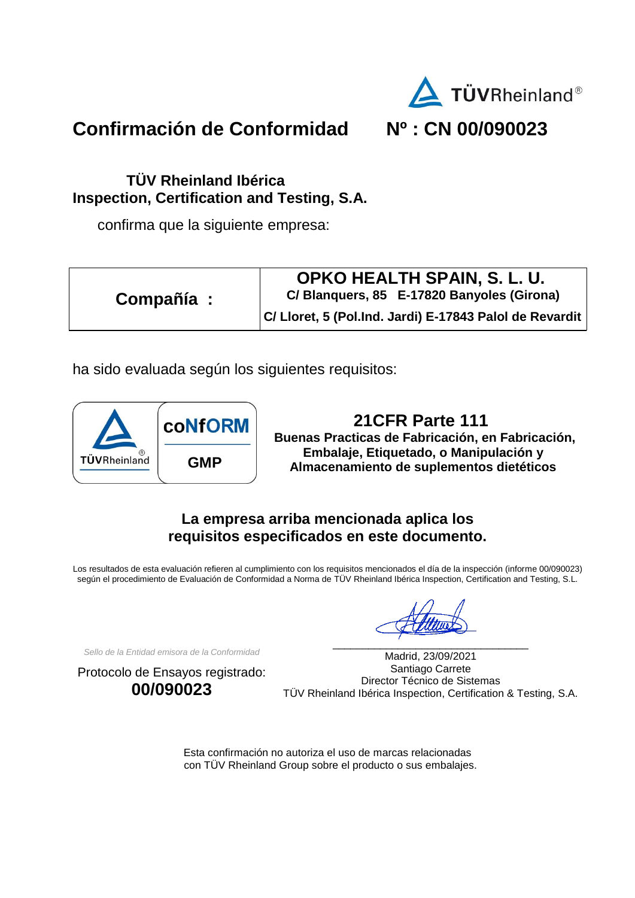TÜVRheinland®

# Confirmación de Conformidad Nº : CN 00/090023

**TÜV Rheinland Ibérica**
**Inspection, Certification and Testing, S.A.**

confirma que la siguiente empresa:

| | |
|---|---|
| **Compañía :** | **OPKO HEALTH SPAIN, S. L. U.**<br>**C/ Blanquers, 85 E-17820 Banyoles (Girona)**<br>**C/ Lloret, 5 (Pol.Ind. Jardi) E-17843 Palol de Revardit** |

ha sido evaluada según los siguientes requisitos:

TÜVRheinland® coNfORM GMP

## 21CFR Parte 111

**Buenas Practicas de Fabricación, en Fabricación, Embalaje, Etiquetado, o Manipulación y Almacenamiento de suplementos dietéticos**

**La empresa arriba mencionada aplica los requisitos especificados en este documento.**

Los resultados de esta evaluación refieren al cumplimiento con los requisitos mencionados el día de la inspección (informe 00/090023) según el procedimiento de Evaluación de Conformidad a Norma de TÜV Rheinland Ibérica Inspection, Certification and Testing, S.L.

*Sello de la Entidad emisora de la Conformidad*

Protocolo de Ensayos registrado:
**00/090023**

Madrid, 23/09/2021
Santiago Carrete
Director Técnico de Sistemas
TÜV Rheinland Ibérica Inspection, Certification & Testing, S.A.

Esta confirmación no autoriza el uso de marcas relacionadas con TÜV Rheinland Group sobre el producto o sus embalajes.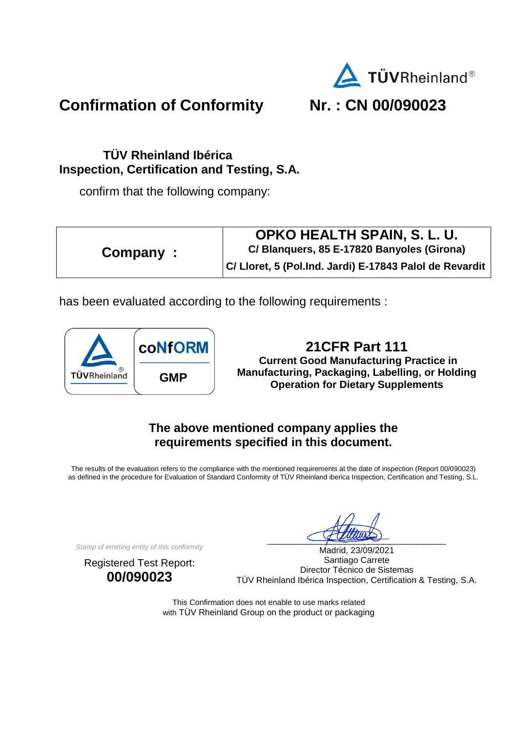TÜVRheinland®

# Confirmation of Conformity — Nr. : CN 00/090023

**TÜV Rheinland Ibérica**
**Inspection, Certification and Testing, S.A.**

confirm that the following company:

| | |
|---|---|
| **Company :** | **OPKO HEALTH SPAIN, S. L. U.**<br>**C/ Blanquers, 85 E-17820 Banyoles (Girona)**<br>**C/ Lloret, 5 (Pol.Ind. Jardi) E-17843 Palol de Revardit** |

has been evaluated according to the following requirements :

TÜVRheinland® coNfORM GMP

## 21CFR Part 111

**Current Good Manufacturing Practice in Manufacturing, Packaging, Labelling, or Holding Operation for Dietary Supplements**

**The above mentioned company applies the requirements specified in this document.**

The results of the evaluation refers to the compliance with the mentioned requirements at the date of inspection (Report 00/090023) as defined in the procedure for Evaluation of Standard Conformity of TÜV Rheinland iberica Inspection, Certification and Testing, S.L.

*Stamp of emitting entity of this conformity*

Registered Test Report:
**00/090023**

Madrid, 23/09/2021
Santiago Carrete
Director Técnico de Sistemas
TÜV Rheinland Ibérica Inspection, Certification & Testing, S.A.

This Confirmation does not enable to use marks related with TÜV Rheinland Group on the product or packaging